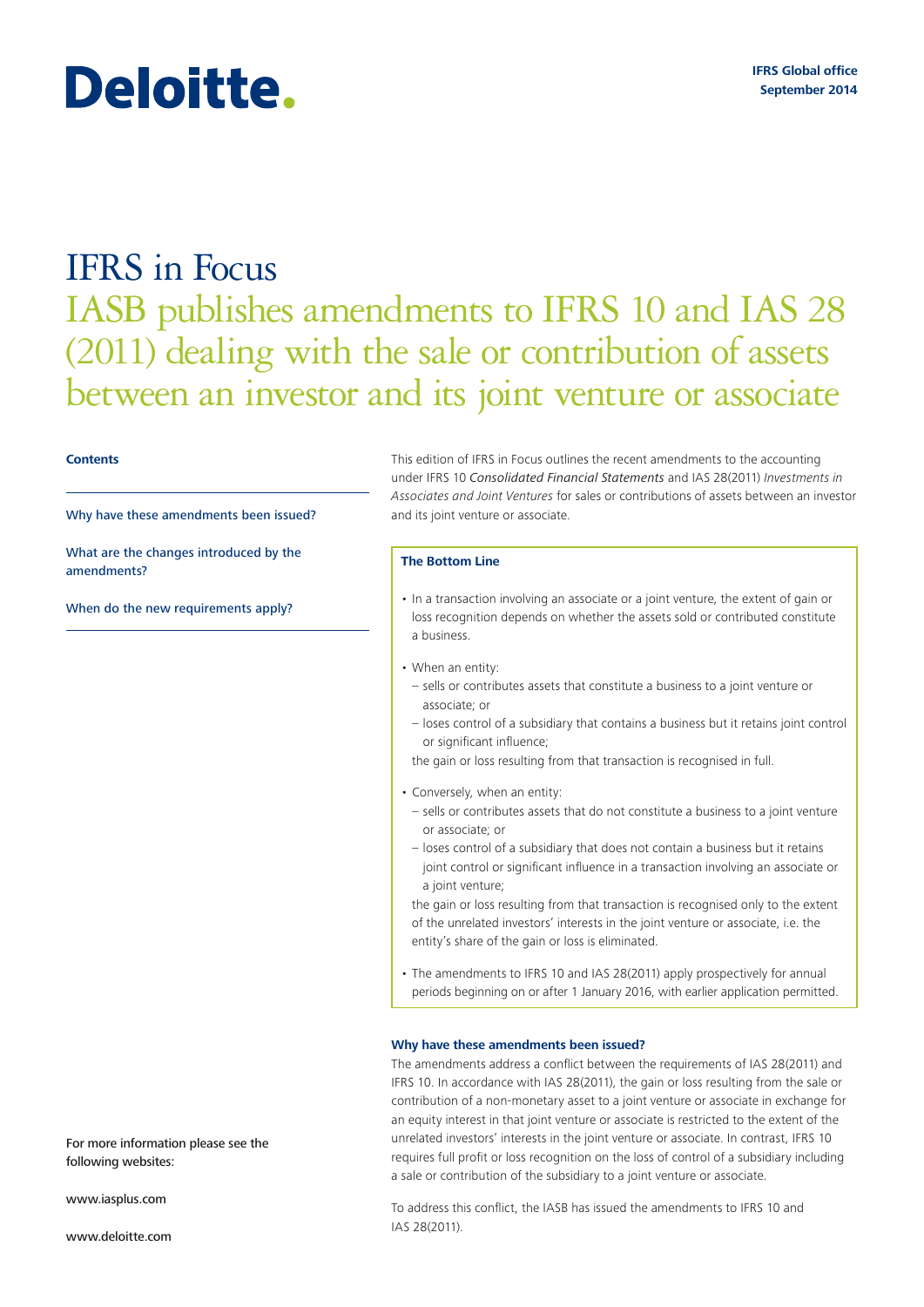Deloitte.

IFRS Global office
September 2014

# IFRS in Focus

## IASB publishes amendments to IFRS 10 and IAS 28 (2011) dealing with the sale or contribution of assets between an investor and its joint venture or associate

**Contents**

Why have these amendments been issued?

What are the changes introduced by the amendments?

When do the new requirements apply?

For more information please see the following websites:

www.iasplus.com

www.deloitte.com

This edition of IFRS in Focus outlines the recent amendments to the accounting under IFRS 10 *Consolidated Financial Statements* and IAS 28(2011) *Investments in Associates and Joint Ventures* for sales or contributions of assets between an investor and its joint venture or associate.

**The Bottom Line**

- In a transaction involving an associate or a joint venture, the extent of gain or loss recognition depends on whether the assets sold or contributed constitute a business.
- When an entity:
  - sells or contributes assets that constitute a business to a joint venture or associate; or
  - loses control of a subsidiary that contains a business but it retains joint control or significant influence;

  the gain or loss resulting from that transaction is recognised in full.
- Conversely, when an entity:
  - sells or contributes assets that do not constitute a business to a joint venture or associate; or
  - loses control of a subsidiary that does not contain a business but it retains joint control or significant influence in a transaction involving an associate or a joint venture;

  the gain or loss resulting from that transaction is recognised only to the extent of the unrelated investors' interests in the joint venture or associate, i.e. the entity's share of the gain or loss is eliminated.
- The amendments to IFRS 10 and IAS 28(2011) apply prospectively for annual periods beginning on or after 1 January 2016, with earlier application permitted.

### Why have these amendments been issued?

The amendments address a conflict between the requirements of IAS 28(2011) and IFRS 10. In accordance with IAS 28(2011), the gain or loss resulting from the sale or contribution of a non-monetary asset to a joint venture or associate in exchange for an equity interest in that joint venture or associate is restricted to the extent of the unrelated investors' interests in the joint venture or associate. In contrast, IFRS 10 requires full profit or loss recognition on the loss of control of a subsidiary including a sale or contribution of the subsidiary to a joint venture or associate.

To address this conflict, the IASB has issued the amendments to IFRS 10 and IAS 28(2011).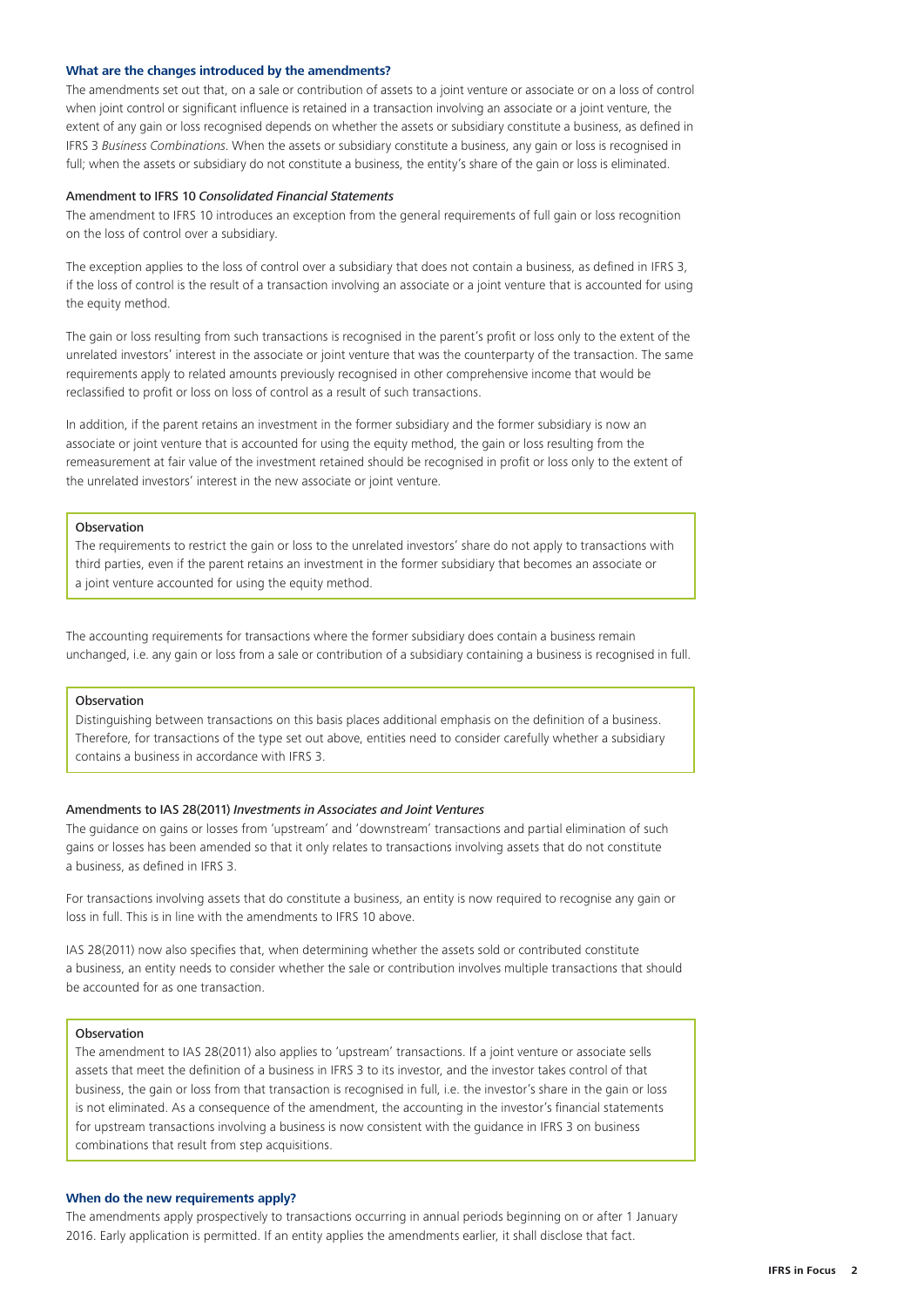## What are the changes introduced by the amendments?

The amendments set out that, on a sale or contribution of assets to a joint venture or associate or on a loss of control when joint control or significant influence is retained in a transaction involving an associate or a joint venture, the extent of any gain or loss recognised depends on whether the assets or subsidiary constitute a business, as defined in IFRS 3 *Business Combinations*. When the assets or subsidiary constitute a business, any gain or loss is recognised in full; when the assets or subsidiary do not constitute a business, the entity's share of the gain or loss is eliminated.

### Amendment to IFRS 10 *Consolidated Financial Statements*

The amendment to IFRS 10 introduces an exception from the general requirements of full gain or loss recognition on the loss of control over a subsidiary.

The exception applies to the loss of control over a subsidiary that does not contain a business, as defined in IFRS 3, if the loss of control is the result of a transaction involving an associate or a joint venture that is accounted for using the equity method.

The gain or loss resulting from such transactions is recognised in the parent's profit or loss only to the extent of the unrelated investors' interest in the associate or joint venture that was the counterparty of the transaction. The same requirements apply to related amounts previously recognised in other comprehensive income that would be reclassified to profit or loss on loss of control as a result of such transactions.

In addition, if the parent retains an investment in the former subsidiary and the former subsidiary is now an associate or joint venture that is accounted for using the equity method, the gain or loss resulting from the remeasurement at fair value of the investment retained should be recognised in profit or loss only to the extent of the unrelated investors' interest in the new associate or joint venture.

> **Observation**
>
> The requirements to restrict the gain or loss to the unrelated investors' share do not apply to transactions with third parties, even if the parent retains an investment in the former subsidiary that becomes an associate or a joint venture accounted for using the equity method.

The accounting requirements for transactions where the former subsidiary does contain a business remain unchanged, i.e. any gain or loss from a sale or contribution of a subsidiary containing a business is recognised in full.

> **Observation**
>
> Distinguishing between transactions on this basis places additional emphasis on the definition of a business. Therefore, for transactions of the type set out above, entities need to consider carefully whether a subsidiary contains a business in accordance with IFRS 3.

### Amendments to IAS 28(2011) *Investments in Associates and Joint Ventures*

The guidance on gains or losses from 'upstream' and 'downstream' transactions and partial elimination of such gains or losses has been amended so that it only relates to transactions involving assets that do not constitute a business, as defined in IFRS 3.

For transactions involving assets that do constitute a business, an entity is now required to recognise any gain or loss in full. This is in line with the amendments to IFRS 10 above.

IAS 28(2011) now also specifies that, when determining whether the assets sold or contributed constitute a business, an entity needs to consider whether the sale or contribution involves multiple transactions that should be accounted for as one transaction.

> **Observation**
>
> The amendment to IAS 28(2011) also applies to 'upstream' transactions. If a joint venture or associate sells assets that meet the definition of a business in IFRS 3 to its investor, and the investor takes control of that business, the gain or loss from that transaction is recognised in full, i.e. the investor's share in the gain or loss is not eliminated. As a consequence of the amendment, the accounting in the investor's financial statements for upstream transactions involving a business is now consistent with the guidance in IFRS 3 on business combinations that result from step acquisitions.

## When do the new requirements apply?

The amendments apply prospectively to transactions occurring in annual periods beginning on or after 1 January 2016. Early application is permitted. If an entity applies the amendments earlier, it shall disclose that fact.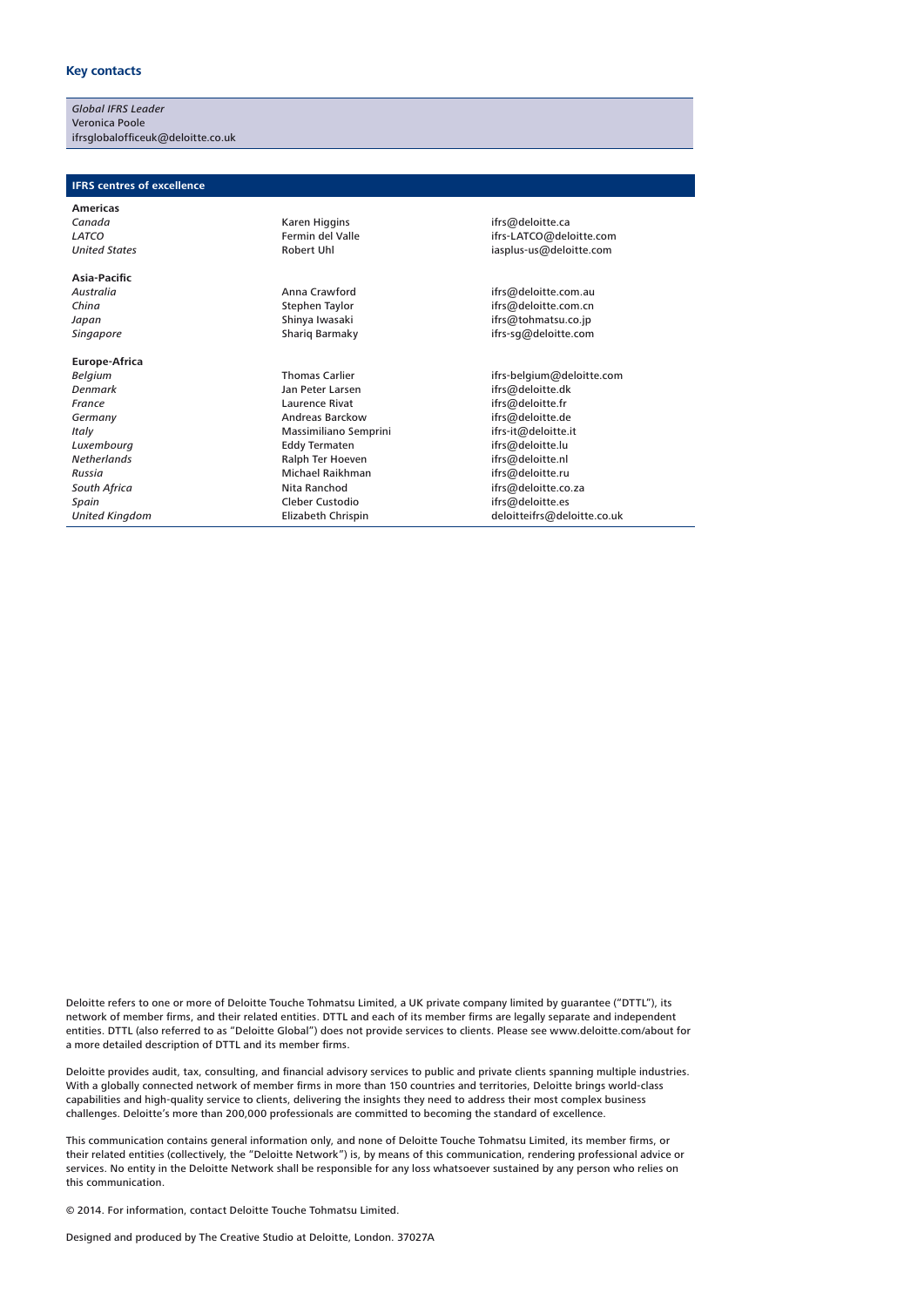## Key contacts

| |
|---|
| *Global IFRS Leader* |
| Veronica Poole |
| ifrsglobalofficeuk@deloitte.co.uk |

| IFRS centres of excellence | | |
|---|---|---|
| **Americas** | | |
| *Canada* | Karen Higgins | ifrs@deloitte.ca |
| *LATCO* | Fermin del Valle | ifrs-LATCO@deloitte.com |
| *United States* | Robert Uhl | iasplus-us@deloitte.com |
| **Asia-Pacific** | | |
| *Australia* | Anna Crawford | ifrs@deloitte.com.au |
| *China* | Stephen Taylor | ifrs@deloitte.com.cn |
| *Japan* | Shinya Iwasaki | ifrs@tohmatsu.co.jp |
| *Singapore* | Shariq Barmaky | ifrs-sg@deloitte.com |
| **Europe-Africa** | | |
| *Belgium* | Thomas Carlier | ifrs-belgium@deloitte.com |
| *Denmark* | Jan Peter Larsen | ifrs@deloitte.dk |
| *France* | Laurence Rivat | ifrs@deloitte.fr |
| *Germany* | Andreas Barckow | ifrs@deloitte.de |
| *Italy* | Massimiliano Semprini | ifrs-it@deloitte.it |
| *Luxembourg* | Eddy Termaten | ifrs@deloitte.lu |
| *Netherlands* | Ralph Ter Hoeven | ifrs@deloitte.nl |
| *Russia* | Michael Raikhman | ifrs@deloitte.ru |
| *South Africa* | Nita Ranchod | ifrs@deloitte.co.za |
| *Spain* | Cleber Custodio | ifrs@deloitte.es |
| *United Kingdom* | Elizabeth Chrispin | deloitteifrs@deloitte.co.uk |

Deloitte refers to one or more of Deloitte Touche Tohmatsu Limited, a UK private company limited by guarantee ("DTTL"), its network of member firms, and their related entities. DTTL and each of its member firms are legally separate and independent entities. DTTL (also referred to as "Deloitte Global") does not provide services to clients. Please see www.deloitte.com/about for a more detailed description of DTTL and its member firms.

Deloitte provides audit, tax, consulting, and financial advisory services to public and private clients spanning multiple industries. With a globally connected network of member firms in more than 150 countries and territories, Deloitte brings world-class capabilities and high-quality service to clients, delivering the insights they need to address their most complex business challenges. Deloitte's more than 200,000 professionals are committed to becoming the standard of excellence.

This communication contains general information only, and none of Deloitte Touche Tohmatsu Limited, its member firms, or their related entities (collectively, the "Deloitte Network") is, by means of this communication, rendering professional advice or services. No entity in the Deloitte Network shall be responsible for any loss whatsoever sustained by any person who relies on this communication.

© 2014. For information, contact Deloitte Touche Tohmatsu Limited.

Designed and produced by The Creative Studio at Deloitte, London. 37027A